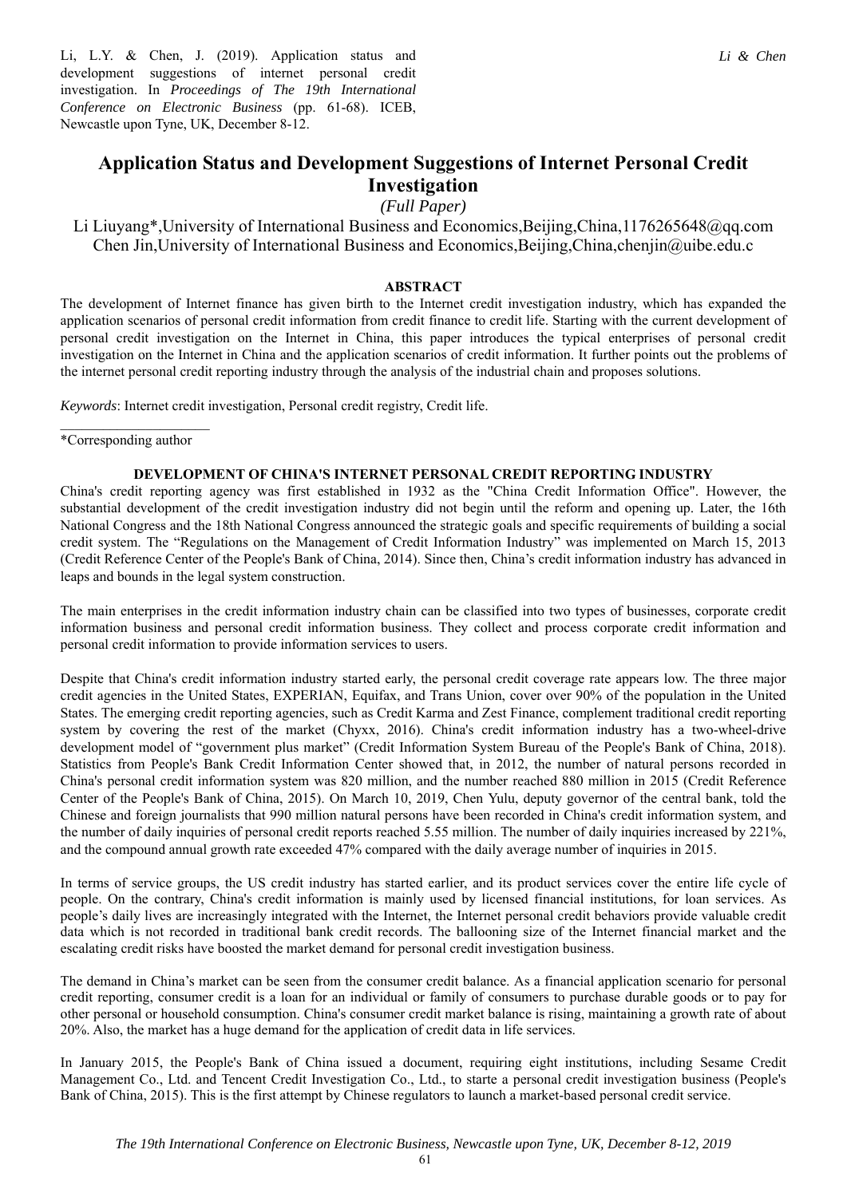Li, L.Y. & Chen, J. (2019). Application status and development suggestions of internet personal credit investigation. In *Proceedings of The 19th International Conference on Electronic Business* (pp. 61-68). ICEB, Newcastle upon Tyne, UK, December 8-12.

# Application Status and Development Suggestions of Internet Personal Credit Investigation

*(Full Paper)*

Li Liuyang*,University of International Business and Economics,Beijing,China,1176265648@qq.com
Chen Jin,University of International Business and Economics,Beijing,China,chenjin@uibe.edu.c

## ABSTRACT

The development of Internet finance has given birth to the Internet credit investigation industry, which has expanded the application scenarios of personal credit information from credit finance to credit life. Starting with the current development of personal credit investigation on the Internet in China, this paper introduces the typical enterprises of personal credit investigation on the Internet in China and the application scenarios of credit information. It further points out the problems of the internet personal credit reporting industry through the analysis of the industrial chain and proposes solutions.

*Keywords*: Internet credit investigation, Personal credit registry, Credit life.

*Corresponding author

## DEVELOPMENT OF CHINA'S INTERNET PERSONAL CREDIT REPORTING INDUSTRY

China's credit reporting agency was first established in 1932 as the "China Credit Information Office". However, the substantial development of the credit investigation industry did not begin until the reform and opening up. Later, the 16th National Congress and the 18th National Congress announced the strategic goals and specific requirements of building a social credit system. The "Regulations on the Management of Credit Information Industry" was implemented on March 15, 2013 (Credit Reference Center of the People's Bank of China, 2014). Since then, China's credit information industry has advanced in leaps and bounds in the legal system construction.

The main enterprises in the credit information industry chain can be classified into two types of businesses, corporate credit information business and personal credit information business. They collect and process corporate credit information and personal credit information to provide information services to users.

Despite that China's credit information industry started early, the personal credit coverage rate appears low. The three major credit agencies in the United States, EXPERIAN, Equifax, and Trans Union, cover over 90% of the population in the United States. The emerging credit reporting agencies, such as Credit Karma and Zest Finance, complement traditional credit reporting system by covering the rest of the market (Chyxx, 2016). China's credit information industry has a two-wheel-drive development model of "government plus market" (Credit Information System Bureau of the People's Bank of China, 2018). Statistics from People's Bank Credit Information Center showed that, in 2012, the number of natural persons recorded in China's personal credit information system was 820 million, and the number reached 880 million in 2015 (Credit Reference Center of the People's Bank of China, 2015). On March 10, 2019, Chen Yulu, deputy governor of the central bank, told the Chinese and foreign journalists that 990 million natural persons have been recorded in China's credit information system, and the number of daily inquiries of personal credit reports reached 5.55 million. The number of daily inquiries increased by 221%, and the compound annual growth rate exceeded 47% compared with the daily average number of inquiries in 2015.

In terms of service groups, the US credit industry has started earlier, and its product services cover the entire life cycle of people. On the contrary, China's credit information is mainly used by licensed financial institutions, for loan services. As people's daily lives are increasingly integrated with the Internet, the Internet personal credit behaviors provide valuable credit data which is not recorded in traditional bank credit records. The ballooning size of the Internet financial market and the escalating credit risks have boosted the market demand for personal credit investigation business.

The demand in China's market can be seen from the consumer credit balance. As a financial application scenario for personal credit reporting, consumer credit is a loan for an individual or family of consumers to purchase durable goods or to pay for other personal or household consumption. China's consumer credit market balance is rising, maintaining a growth rate of about 20%. Also, the market has a huge demand for the application of credit data in life services.

In January 2015, the People's Bank of China issued a document, requiring eight institutions, including Sesame Credit Management Co., Ltd. and Tencent Credit Investigation Co., Ltd., to starte a personal credit investigation business (People's Bank of China, 2015). This is the first attempt by Chinese regulators to launch a market-based personal credit service.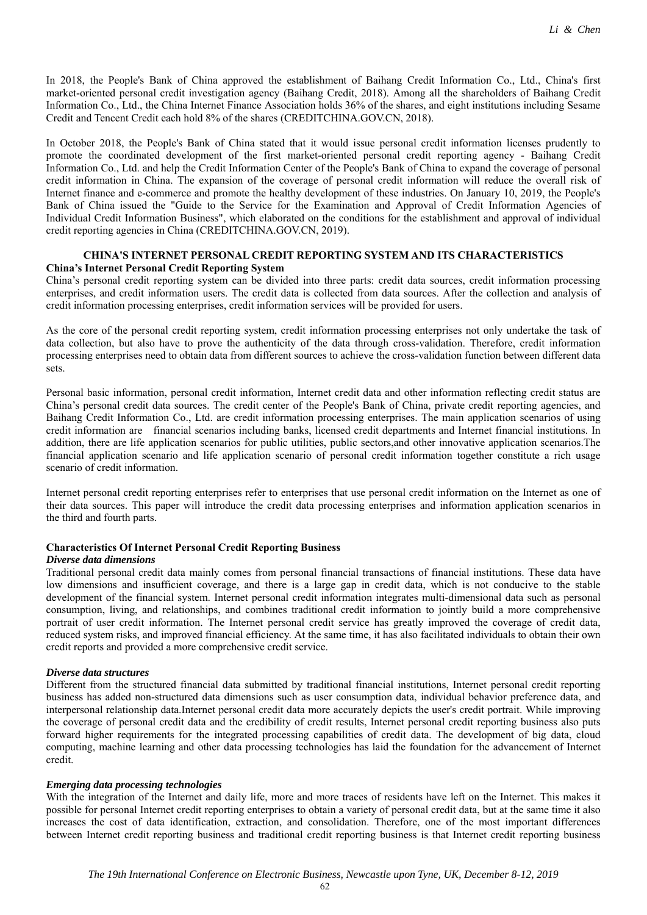In 2018, the People's Bank of China approved the establishment of Baihang Credit Information Co., Ltd., China's first market-oriented personal credit investigation agency (Baihang Credit, 2018). Among all the shareholders of Baihang Credit Information Co., Ltd., the China Internet Finance Association holds 36% of the shares, and eight institutions including Sesame Credit and Tencent Credit each hold 8% of the shares (CREDITCHINA.GOV.CN, 2018).

In October 2018, the People's Bank of China stated that it would issue personal credit information licenses prudently to promote the coordinated development of the first market-oriented personal credit reporting agency - Baihang Credit Information Co., Ltd. and help the Credit Information Center of the People's Bank of China to expand the coverage of personal credit information in China. The expansion of the coverage of personal credit information will reduce the overall risk of Internet finance and e-commerce and promote the healthy development of these industries. On January 10, 2019, the People's Bank of China issued the "Guide to the Service for the Examination and Approval of Credit Information Agencies of Individual Credit Information Business", which elaborated on the conditions for the establishment and approval of individual credit reporting agencies in China (CREDITCHINA.GOV.CN, 2019).

## CHINA'S INTERNET PERSONAL CREDIT REPORTING SYSTEM AND ITS CHARACTERISTICS

### China's Internet Personal Credit Reporting System

China's personal credit reporting system can be divided into three parts: credit data sources, credit information processing enterprises, and credit information users. The credit data is collected from data sources. After the collection and analysis of credit information processing enterprises, credit information services will be provided for users.

As the core of the personal credit reporting system, credit information processing enterprises not only undertake the task of data collection, but also have to prove the authenticity of the data through cross-validation. Therefore, credit information processing enterprises need to obtain data from different sources to achieve the cross-validation function between different data sets.

Personal basic information, personal credit information, Internet credit data and other information reflecting credit status are China's personal credit data sources. The credit center of the People's Bank of China, private credit reporting agencies, and Baihang Credit Information Co., Ltd. are credit information processing enterprises. The main application scenarios of using credit information are financial scenarios including banks, licensed credit departments and Internet financial institutions. In addition, there are life application scenarios for public utilities, public sectors,and other innovative application scenarios.The financial application scenario and life application scenario of personal credit information together constitute a rich usage scenario of credit information.

Internet personal credit reporting enterprises refer to enterprises that use personal credit information on the Internet as one of their data sources. This paper will introduce the credit data processing enterprises and information application scenarios in the third and fourth parts.

### Characteristics Of Internet Personal Credit Reporting Business

#### *Diverse data dimensions*

Traditional personal credit data mainly comes from personal financial transactions of financial institutions. These data have low dimensions and insufficient coverage, and there is a large gap in credit data, which is not conducive to the stable development of the financial system. Internet personal credit information integrates multi-dimensional data such as personal consumption, living, and relationships, and combines traditional credit information to jointly build a more comprehensive portrait of user credit information. The Internet personal credit service has greatly improved the coverage of credit data, reduced system risks, and improved financial efficiency. At the same time, it has also facilitated individuals to obtain their own credit reports and provided a more comprehensive credit service.

#### *Diverse data structures*

Different from the structured financial data submitted by traditional financial institutions, Internet personal credit reporting business has added non-structured data dimensions such as user consumption data, individual behavior preference data, and interpersonal relationship data.Internet personal credit data more accurately depicts the user's credit portrait. While improving the coverage of personal credit data and the credibility of credit results, Internet personal credit reporting business also puts forward higher requirements for the integrated processing capabilities of credit data. The development of big data, cloud computing, machine learning and other data processing technologies has laid the foundation for the advancement of Internet credit.

#### *Emerging data processing technologies*

With the integration of the Internet and daily life, more and more traces of residents have left on the Internet. This makes it possible for personal Internet credit reporting enterprises to obtain a variety of personal credit data, but at the same time it also increases the cost of data identification, extraction, and consolidation. Therefore, one of the most important differences between Internet credit reporting business and traditional credit reporting business is that Internet credit reporting business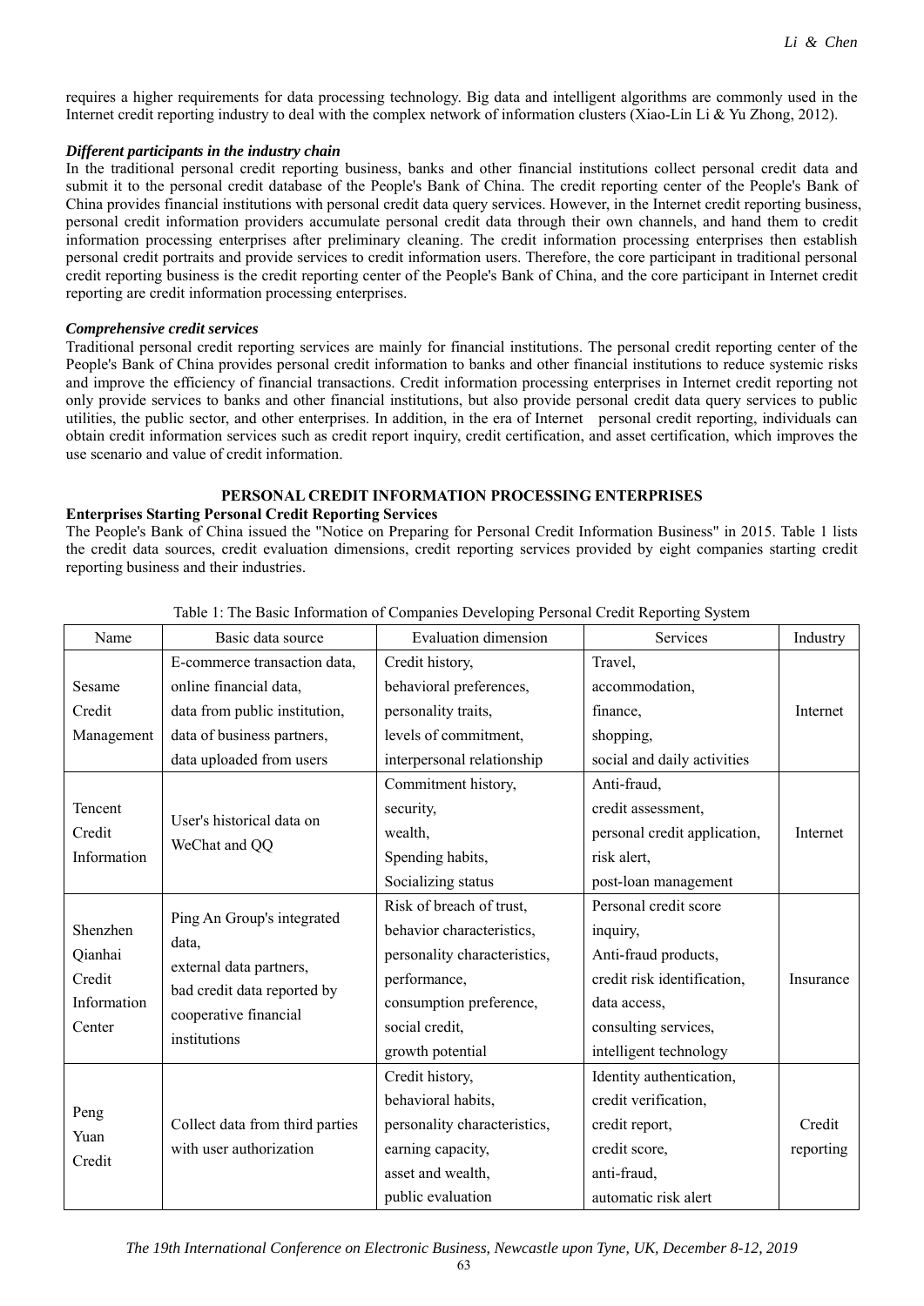requires a higher requirements for data processing technology. Big data and intelligent algorithms are commonly used in the Internet credit reporting industry to deal with the complex network of information clusters (Xiao-Lin Li & Yu Zhong, 2012).

***Different participants in the industry chain***

In the traditional personal credit reporting business, banks and other financial institutions collect personal credit data and submit it to the personal credit database of the People's Bank of China. The credit reporting center of the People's Bank of China provides financial institutions with personal credit data query services. However, in the Internet credit reporting business, personal credit information providers accumulate personal credit data through their own channels, and hand them to credit information processing enterprises after preliminary cleaning. The credit information processing enterprises then establish personal credit portraits and provide services to credit information users. Therefore, the core participant in traditional personal credit reporting business is the credit reporting center of the People's Bank of China, and the core participant in Internet credit reporting are credit information processing enterprises.

***Comprehensive credit services***

Traditional personal credit reporting services are mainly for financial institutions. The personal credit reporting center of the People's Bank of China provides personal credit information to banks and other financial institutions to reduce systemic risks and improve the efficiency of financial transactions. Credit information processing enterprises in Internet credit reporting not only provide services to banks and other financial institutions, but also provide personal credit data query services to public utilities, the public sector, and other enterprises. In addition, in the era of Internet personal credit reporting, individuals can obtain credit information services such as credit report inquiry, credit certification, and asset certification, which improves the use scenario and value of credit information.

## PERSONAL CREDIT INFORMATION PROCESSING ENTERPRISES

### Enterprises Starting Personal Credit Reporting Services

The People's Bank of China issued the "Notice on Preparing for Personal Credit Information Business" in 2015. Table 1 lists the credit data sources, credit evaluation dimensions, credit reporting services provided by eight companies starting credit reporting business and their industries.

Table 1: The Basic Information of Companies Developing Personal Credit Reporting System

| Name | Basic data source | Evaluation dimension | Services | Industry |
|---|---|---|---|---|
| Sesame Credit Management | E-commerce transaction data, online financial data, data from public institution, data of business partners, data uploaded from users | Credit history, behavioral preferences, personality traits, levels of commitment, interpersonal relationship | Travel, accommodation, finance, shopping, social and daily activities | Internet |
| Tencent Credit Information | User's historical data on WeChat and QQ | Commitment history, security, wealth, Spending habits, Socializing status | Anti-fraud, credit assessment, personal credit application, risk alert, post-loan management | Internet |
| Shenzhen Qianhai Credit Information Center | Ping An Group's integrated data, external data partners, bad credit data reported by cooperative financial institutions | Risk of breach of trust, behavior characteristics, personality characteristics, performance, consumption preference, social credit, growth potential | Personal credit score inquiry, Anti-fraud products, credit risk identification, data access, consulting services, intelligent technology | Insurance |
| Peng Yuan Credit | Collect data from third parties with user authorization | Credit history, behavioral habits, personality characteristics, earning capacity, asset and wealth, public evaluation | Identity authentication, credit verification, credit report, credit score, anti-fraud, automatic risk alert | Credit reporting |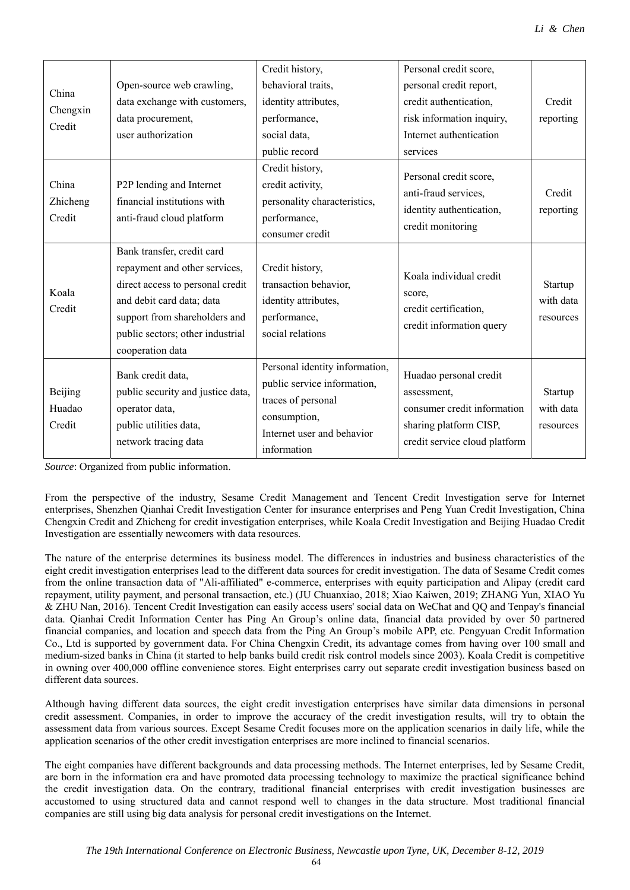| | | | | |
|---|---|---|---|---|
| China Chengxin Credit | Open-source web crawling, data exchange with customers, data procurement, user authorization | Credit history, behavioral traits, identity attributes, performance, social data, public record | Personal credit score, personal credit report, credit authentication, risk information inquiry, Internet authentication services | Credit reporting |
| China Zhicheng Credit | P2P lending and Internet financial institutions with anti-fraud cloud platform | Credit history, credit activity, personality characteristics, performance, consumer credit | Personal credit score, anti-fraud services, identity authentication, credit monitoring | Credit reporting |
| Koala Credit | Bank transfer, credit card repayment and other services, direct access to personal credit and debit card data; data support from shareholders and public sectors; other industrial cooperation data | Credit history, transaction behavior, identity attributes, performance, social relations | Koala individual credit score, credit certification, credit information query | Startup with data resources |
| Beijing Huadao Credit | Bank credit data, public security and justice data, operator data, public utilities data, network tracing data | Personal identity information, public service information, traces of personal consumption, Internet user and behavior information | Huadao personal credit assessment, consumer credit information sharing platform CISP, credit service cloud platform | Startup with data resources |

*Source*: Organized from public information.

From the perspective of the industry, Sesame Credit Management and Tencent Credit Investigation serve for Internet enterprises, Shenzhen Qianhai Credit Investigation Center for insurance enterprises and Peng Yuan Credit Investigation, China Chengxin Credit and Zhicheng for credit investigation enterprises, while Koala Credit Investigation and Beijing Huadao Credit Investigation are essentially newcomers with data resources.

The nature of the enterprise determines its business model. The differences in industries and business characteristics of the eight credit investigation enterprises lead to the different data sources for credit investigation. The data of Sesame Credit comes from the online transaction data of "Ali-affiliated" e-commerce, enterprises with equity participation and Alipay (credit card repayment, utility payment, and personal transaction, etc.) (JU Chuanxiao, 2018; Xiao Kaiwen, 2019; ZHANG Yun, XIAO Yu & ZHU Nan, 2016). Tencent Credit Investigation can easily access users' social data on WeChat and QQ and Tenpay's financial data. Qianhai Credit Information Center has Ping An Group's online data, financial data provided by over 50 partnered financial companies, and location and speech data from the Ping An Group's mobile APP, etc. Pengyuan Credit Information Co., Ltd is supported by government data. For China Chengxin Credit, its advantage comes from having over 100 small and medium-sized banks in China (it started to help banks build credit risk control models since 2003). Koala Credit is competitive in owning over 400,000 offline convenience stores. Eight enterprises carry out separate credit investigation business based on different data sources.

Although having different data sources, the eight credit investigation enterprises have similar data dimensions in personal credit assessment. Companies, in order to improve the accuracy of the credit investigation results, will try to obtain the assessment data from various sources. Except Sesame Credit focuses more on the application scenarios in daily life, while the application scenarios of the other credit investigation enterprises are more inclined to financial scenarios.

The eight companies have different backgrounds and data processing methods. The Internet enterprises, led by Sesame Credit, are born in the information era and have promoted data processing technology to maximize the practical significance behind the credit investigation data. On the contrary, traditional financial enterprises with credit investigation businesses are accustomed to using structured data and cannot respond well to changes in the data structure. Most traditional financial companies are still using big data analysis for personal credit investigations on the Internet.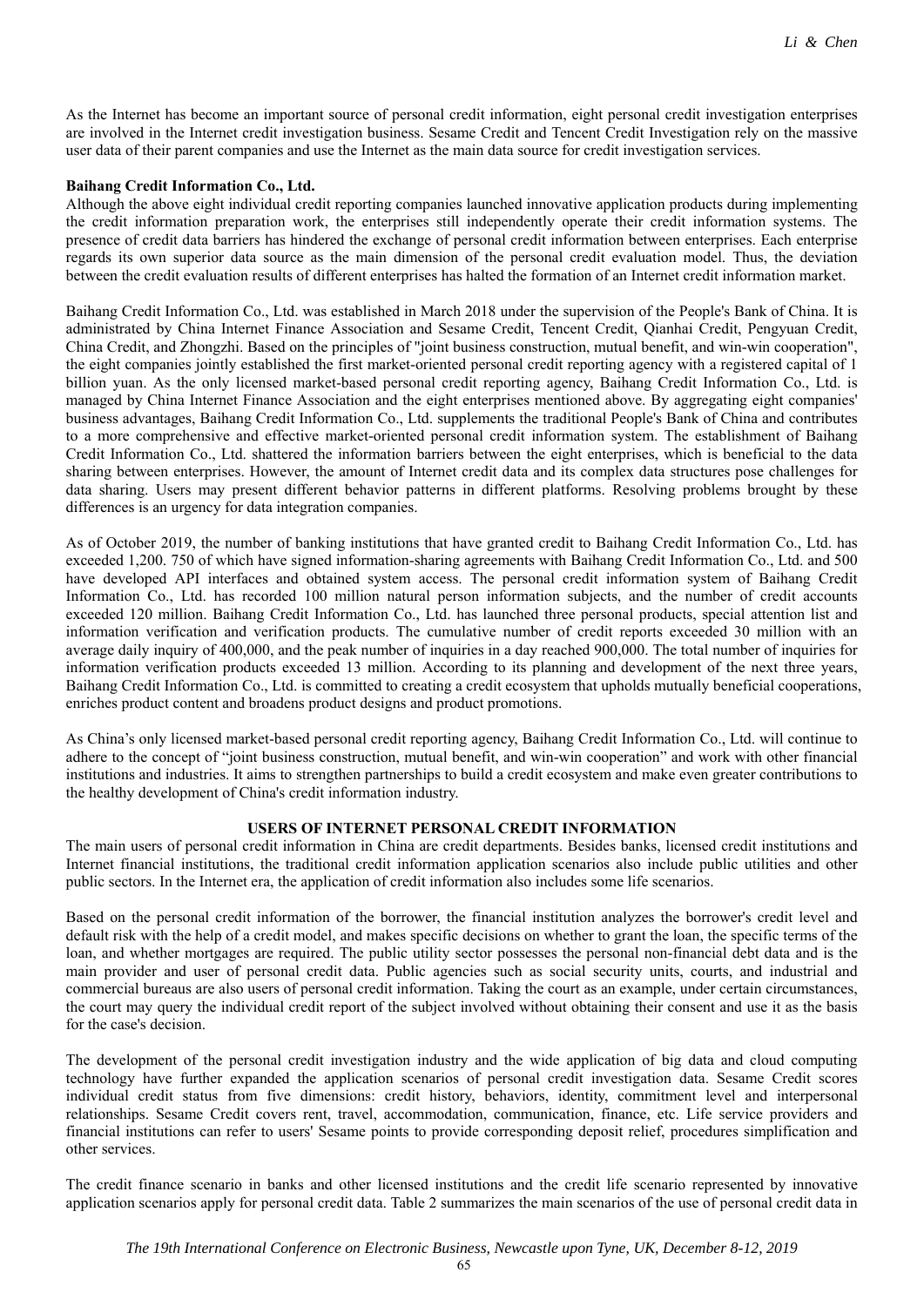As the Internet has become an important source of personal credit information, eight personal credit investigation enterprises are involved in the Internet credit investigation business. Sesame Credit and Tencent Credit Investigation rely on the massive user data of their parent companies and use the Internet as the main data source for credit investigation services.

**Baihang Credit Information Co., Ltd.**

Although the above eight individual credit reporting companies launched innovative application products during implementing the credit information preparation work, the enterprises still independently operate their credit information systems. The presence of credit data barriers has hindered the exchange of personal credit information between enterprises. Each enterprise regards its own superior data source as the main dimension of the personal credit evaluation model. Thus, the deviation between the credit evaluation results of different enterprises has halted the formation of an Internet credit information market.

Baihang Credit Information Co., Ltd. was established in March 2018 under the supervision of the People's Bank of China. It is administrated by China Internet Finance Association and Sesame Credit, Tencent Credit, Qianhai Credit, Pengyuan Credit, China Credit, and Zhongzhi. Based on the principles of "joint business construction, mutual benefit, and win-win cooperation", the eight companies jointly established the first market-oriented personal credit reporting agency with a registered capital of 1 billion yuan. As the only licensed market-based personal credit reporting agency, Baihang Credit Information Co., Ltd. is managed by China Internet Finance Association and the eight enterprises mentioned above. By aggregating eight companies' business advantages, Baihang Credit Information Co., Ltd. supplements the traditional People's Bank of China and contributes to a more comprehensive and effective market-oriented personal credit information system. The establishment of Baihang Credit Information Co., Ltd. shattered the information barriers between the eight enterprises, which is beneficial to the data sharing between enterprises. However, the amount of Internet credit data and its complex data structures pose challenges for data sharing. Users may present different behavior patterns in different platforms. Resolving problems brought by these differences is an urgency for data integration companies.

As of October 2019, the number of banking institutions that have granted credit to Baihang Credit Information Co., Ltd. has exceeded 1,200. 750 of which have signed information-sharing agreements with Baihang Credit Information Co., Ltd. and 500 have developed API interfaces and obtained system access. The personal credit information system of Baihang Credit Information Co., Ltd. has recorded 100 million natural person information subjects, and the number of credit accounts exceeded 120 million. Baihang Credit Information Co., Ltd. has launched three personal products, special attention list and information verification and verification products. The cumulative number of credit reports exceeded 30 million with an average daily inquiry of 400,000, and the peak number of inquiries in a day reached 900,000. The total number of inquiries for information verification products exceeded 13 million. According to its planning and development of the next three years, Baihang Credit Information Co., Ltd. is committed to creating a credit ecosystem that upholds mutually beneficial cooperations, enriches product content and broadens product designs and product promotions.

As China's only licensed market-based personal credit reporting agency, Baihang Credit Information Co., Ltd. will continue to adhere to the concept of "joint business construction, mutual benefit, and win-win cooperation" and work with other financial institutions and industries. It aims to strengthen partnerships to build a credit ecosystem and make even greater contributions to the healthy development of China's credit information industry.

## USERS OF INTERNET PERSONAL CREDIT INFORMATION

The main users of personal credit information in China are credit departments. Besides banks, licensed credit institutions and Internet financial institutions, the traditional credit information application scenarios also include public utilities and other public sectors. In the Internet era, the application of credit information also includes some life scenarios.

Based on the personal credit information of the borrower, the financial institution analyzes the borrower's credit level and default risk with the help of a credit model, and makes specific decisions on whether to grant the loan, the specific terms of the loan, and whether mortgages are required. The public utility sector possesses the personal non-financial debt data and is the main provider and user of personal credit data. Public agencies such as social security units, courts, and industrial and commercial bureaus are also users of personal credit information. Taking the court as an example, under certain circumstances, the court may query the individual credit report of the subject involved without obtaining their consent and use it as the basis for the case's decision.

The development of the personal credit investigation industry and the wide application of big data and cloud computing technology have further expanded the application scenarios of personal credit investigation data. Sesame Credit scores individual credit status from five dimensions: credit history, behaviors, identity, commitment level and interpersonal relationships. Sesame Credit covers rent, travel, accommodation, communication, finance, etc. Life service providers and financial institutions can refer to users' Sesame points to provide corresponding deposit relief, procedures simplification and other services.

The credit finance scenario in banks and other licensed institutions and the credit life scenario represented by innovative application scenarios apply for personal credit data. Table 2 summarizes the main scenarios of the use of personal credit data in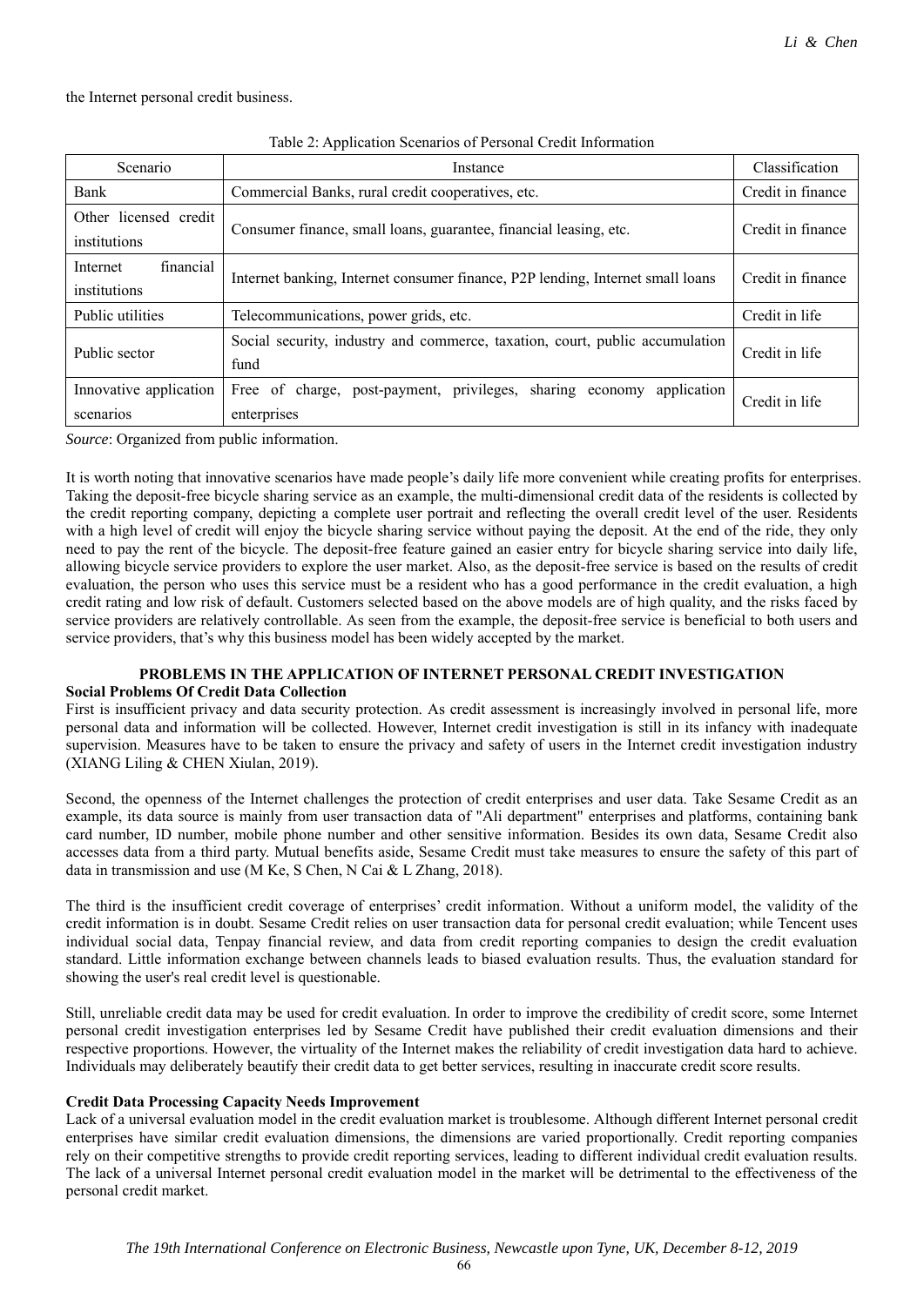the Internet personal credit business.

Table 2: Application Scenarios of Personal Credit Information

| Scenario | Instance | Classification |
|---|---|---|
| Bank | Commercial Banks, rural credit cooperatives, etc. | Credit in finance |
| Other licensed credit institutions | Consumer finance, small loans, guarantee, financial leasing, etc. | Credit in finance |
| Internet financial institutions | Internet banking, Internet consumer finance, P2P lending, Internet small loans | Credit in finance |
| Public utilities | Telecommunications, power grids, etc. | Credit in life |
| Public sector | Social security, industry and commerce, taxation, court, public accumulation fund | Credit in life |
| Innovative application scenarios | Free of charge, post-payment, privileges, sharing economy application enterprises | Credit in life |

*Source*: Organized from public information.

It is worth noting that innovative scenarios have made people's daily life more convenient while creating profits for enterprises. Taking the deposit-free bicycle sharing service as an example, the multi-dimensional credit data of the residents is collected by the credit reporting company, depicting a complete user portrait and reflecting the overall credit level of the user. Residents with a high level of credit will enjoy the bicycle sharing service without paying the deposit. At the end of the ride, they only need to pay the rent of the bicycle. The deposit-free feature gained an easier entry for bicycle sharing service into daily life, allowing bicycle service providers to explore the user market. Also, as the deposit-free service is based on the results of credit evaluation, the person who uses this service must be a resident who has a good performance in the credit evaluation, a high credit rating and low risk of default. Customers selected based on the above models are of high quality, and the risks faced by service providers are relatively controllable. As seen from the example, the deposit-free service is beneficial to both users and service providers, that's why this business model has been widely accepted by the market.

## PROBLEMS IN THE APPLICATION OF INTERNET PERSONAL CREDIT INVESTIGATION

### Social Problems Of Credit Data Collection

First is insufficient privacy and data security protection. As credit assessment is increasingly involved in personal life, more personal data and information will be collected. However, Internet credit investigation is still in its infancy with inadequate supervision. Measures have to be taken to ensure the privacy and safety of users in the Internet credit investigation industry (XIANG Liling & CHEN Xiulan, 2019).

Second, the openness of the Internet challenges the protection of credit enterprises and user data. Take Sesame Credit as an example, its data source is mainly from user transaction data of "Ali department" enterprises and platforms, containing bank card number, ID number, mobile phone number and other sensitive information. Besides its own data, Sesame Credit also accesses data from a third party. Mutual benefits aside, Sesame Credit must take measures to ensure the safety of this part of data in transmission and use (M Ke, S Chen, N Cai & L Zhang, 2018).

The third is the insufficient credit coverage of enterprises' credit information. Without a uniform model, the validity of the credit information is in doubt. Sesame Credit relies on user transaction data for personal credit evaluation; while Tencent uses individual social data, Tenpay financial review, and data from credit reporting companies to design the credit evaluation standard. Little information exchange between channels leads to biased evaluation results. Thus, the evaluation standard for showing the user's real credit level is questionable.

Still, unreliable credit data may be used for credit evaluation. In order to improve the credibility of credit score, some Internet personal credit investigation enterprises led by Sesame Credit have published their credit evaluation dimensions and their respective proportions. However, the virtuality of the Internet makes the reliability of credit investigation data hard to achieve. Individuals may deliberately beautify their credit data to get better services, resulting in inaccurate credit score results.

### Credit Data Processing Capacity Needs Improvement

Lack of a universal evaluation model in the credit evaluation market is troublesome. Although different Internet personal credit enterprises have similar credit evaluation dimensions, the dimensions are varied proportionally. Credit reporting companies rely on their competitive strengths to provide credit reporting services, leading to different individual credit evaluation results. The lack of a universal Internet personal credit evaluation model in the market will be detrimental to the effectiveness of the personal credit market.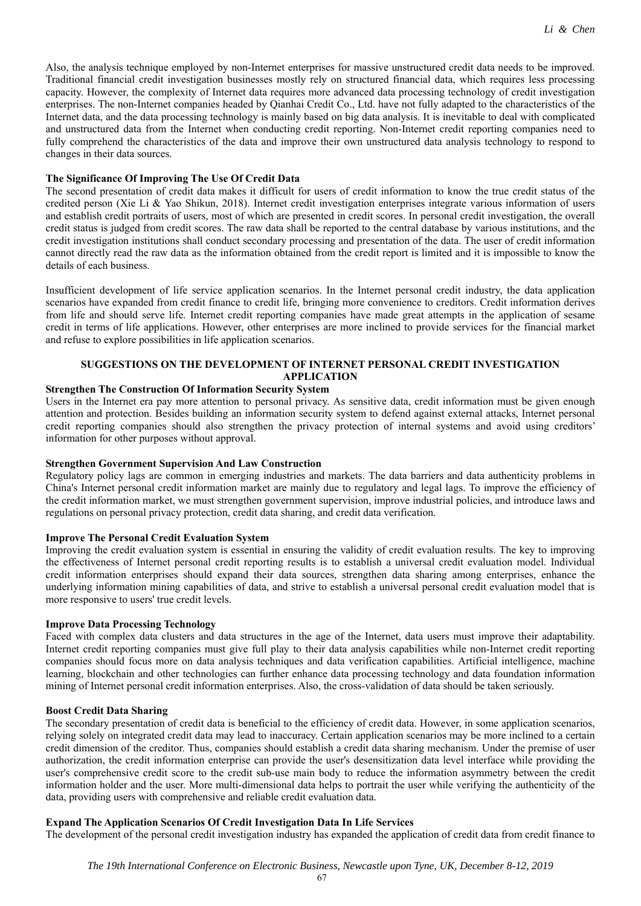Also, the analysis technique employed by non-Internet enterprises for massive unstructured credit data needs to be improved. Traditional financial credit investigation businesses mostly rely on structured financial data, which requires less processing capacity. However, the complexity of Internet data requires more advanced data processing technology of credit investigation enterprises. The non-Internet companies headed by Qianhai Credit Co., Ltd. have not fully adapted to the characteristics of the Internet data, and the data processing technology is mainly based on big data analysis. It is inevitable to deal with complicated and unstructured data from the Internet when conducting credit reporting. Non-Internet credit reporting companies need to fully comprehend the characteristics of the data and improve their own unstructured data analysis technology to respond to changes in their data sources.

**The Significance Of Improving The Use Of Credit Data**

The second presentation of credit data makes it difficult for users of credit information to know the true credit status of the credited person (Xie Li & Yao Shikun, 2018). Internet credit investigation enterprises integrate various information of users and establish credit portraits of users, most of which are presented in credit scores. In personal credit investigation, the overall credit status is judged from credit scores. The raw data shall be reported to the central database by various institutions, and the credit investigation institutions shall conduct secondary processing and presentation of the data. The user of credit information cannot directly read the raw data as the information obtained from the credit report is limited and it is impossible to know the details of each business.

Insufficient development of life service application scenarios. In the Internet personal credit industry, the data application scenarios have expanded from credit finance to credit life, bringing more convenience to creditors. Credit information derives from life and should serve life. Internet credit reporting companies have made great attempts in the application of sesame credit in terms of life applications. However, other enterprises are more inclined to provide services for the financial market and refuse to explore possibilities in life application scenarios.

## SUGGESTIONS ON THE DEVELOPMENT OF INTERNET PERSONAL CREDIT INVESTIGATION APPLICATION

**Strengthen The Construction Of Information Security System**

Users in the Internet era pay more attention to personal privacy. As sensitive data, credit information must be given enough attention and protection. Besides building an information security system to defend against external attacks, Internet personal credit reporting companies should also strengthen the privacy protection of internal systems and avoid using creditors' information for other purposes without approval.

**Strengthen Government Supervision And Law Construction**

Regulatory policy lags are common in emerging industries and markets. The data barriers and data authenticity problems in China's Internet personal credit information market are mainly due to regulatory and legal lags. To improve the efficiency of the credit information market, we must strengthen government supervision, improve industrial policies, and introduce laws and regulations on personal privacy protection, credit data sharing, and credit data verification.

**Improve The Personal Credit Evaluation System**

Improving the credit evaluation system is essential in ensuring the validity of credit evaluation results. The key to improving the effectiveness of Internet personal credit reporting results is to establish a universal credit evaluation model. Individual credit information enterprises should expand their data sources, strengthen data sharing among enterprises, enhance the underlying information mining capabilities of data, and strive to establish a universal personal credit evaluation model that is more responsive to users' true credit levels.

**Improve Data Processing Technology**

Faced with complex data clusters and data structures in the age of the Internet, data users must improve their adaptability. Internet credit reporting companies must give full play to their data analysis capabilities while non-Internet credit reporting companies should focus more on data analysis techniques and data verification capabilities. Artificial intelligence, machine learning, blockchain and other technologies can further enhance data processing technology and data foundation information mining of Internet personal credit information enterprises. Also, the cross-validation of data should be taken seriously.

**Boost Credit Data Sharing**

The secondary presentation of credit data is beneficial to the efficiency of credit data. However, in some application scenarios, relying solely on integrated credit data may lead to inaccuracy. Certain application scenarios may be more inclined to a certain credit dimension of the creditor. Thus, companies should establish a credit data sharing mechanism. Under the premise of user authorization, the credit information enterprise can provide the user's desensitization data level interface while providing the user's comprehensive credit score to the credit sub-use main body to reduce the information asymmetry between the credit information holder and the user. More multi-dimensional data helps to portrait the user while verifying the authenticity of the data, providing users with comprehensive and reliable credit evaluation data.

**Expand The Application Scenarios Of Credit Investigation Data In Life Services**

The development of the personal credit investigation industry has expanded the application of credit data from credit finance to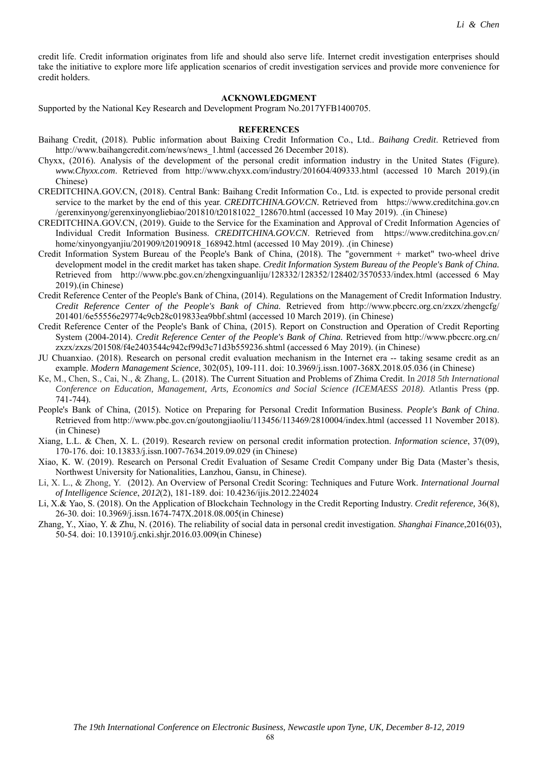credit life. Credit information originates from life and should also serve life. Internet credit investigation enterprises should take the initiative to explore more life application scenarios of credit investigation services and provide more convenience for credit holders.

## ACKNOWLEDGMENT

Supported by the National Key Research and Development Program No.2017YFB1400705.

## REFERENCES

Baihang Credit, (2018). Public information about Baixing Credit Information Co., Ltd.. *Baihang Credit*. Retrieved from http://www.baihangcredit.com/news/news_1.html (accessed 26 December 2018).

Chyxx, (2016). Analysis of the development of the personal credit information industry in the United States (Figure). *www.Chyxx.com*. Retrieved from http://www.chyxx.com/industry/201604/409333.html (accessed 10 March 2019).(in Chinese)

CREDITCHINA.GOV.CN, (2018). Central Bank: Baihang Credit Information Co., Ltd. is expected to provide personal credit service to the market by the end of this year. *CREDITCHINA.GOV.CN*. Retrieved from https://www.creditchina.gov.cn /gerenxinyong/gerenxinyongliebiao/201810/t20181022_128670.html (accessed 10 May 2019). .(in Chinese)

CREDITCHINA.GOV.CN, (2019). Guide to the Service for the Examination and Approval of Credit Information Agencies of Individual Credit Information Business. *CREDITCHINA.GOV.CN*. Retrieved from https://www.creditchina.gov.cn/ home/xinyongyanjiu/201909/t20190918_168942.html (accessed 10 May 2019). .(in Chinese)

Credit Information System Bureau of the People's Bank of China, (2018). The "government + market" two-wheel drive development model in the credit market has taken shape. *Credit Information System Bureau of the People's Bank of China.* Retrieved from http://www.pbc.gov.cn/zhengxinguanliju/128332/128352/128402/3570533/index.html (accessed 6 May 2019).(in Chinese)

Credit Reference Center of the People's Bank of China, (2014). Regulations on the Management of Credit Information Industry. *Credit Reference Center of the People's Bank of China.* Retrieved from http://www.pbccrc.org.cn/zxzx/zhengcfg/ 201401/6e55556e29774c9cb28c019833ea9bbf.shtml (accessed 10 March 2019). (in Chinese)

Credit Reference Center of the People's Bank of China, (2015). Report on Construction and Operation of Credit Reporting System (2004-2014). *Credit Reference Center of the People's Bank of China.* Retrieved from http://www.pbccrc.org.cn/ zxzx/zxzs/201508/f4e2403544c942cf99d3c71d3b559236.shtml (accessed 6 May 2019). (in Chinese)

JU Chuanxiao. (2018). Research on personal credit evaluation mechanism in the Internet era -- taking sesame credit as an example. *Modern Management Science*, 302(05), 109-111. doi: 10.3969/j.issn.1007-368X.2018.05.036 (in Chinese)

Ke, M., Chen, S., Cai, N., & Zhang, L. (2018). The Current Situation and Problems of Zhima Credit. In *2018 5th International Conference on Education, Management, Arts, Economics and Social Science (ICEMAESS 2018).* Atlantis Press (pp. 741-744).

People's Bank of China, (2015). Notice on Preparing for Personal Credit Information Business. *People's Bank of China*. Retrieved from http://www.pbc.gov.cn/goutongjiaoliu/113456/113469/2810004/index.html (accessed 11 November 2018). (in Chinese)

Xiang, L.L. & Chen, X. L. (2019). Research review on personal credit information protection. *Information science*, 37(09), 170-176. doi: 10.13833/j.issn.1007-7634.2019.09.029 (in Chinese)

Xiao, K. W. (2019). Research on Personal Credit Evaluation of Sesame Credit Company under Big Data (Master's thesis, Northwest University for Nationalities, Lanzhou, Gansu, in Chinese).

Li, X. L., & Zhong, Y. (2012). An Overview of Personal Credit Scoring: Techniques and Future Work. *International Journal of Intelligence Science*, *2012*(2), 181-189. doi: 10.4236/ijis.2012.224024

Li, X.& Yao, S. (2018). On the Application of Blockchain Technology in the Credit Reporting Industry. *Credit reference,* 36(8), 26-30. doi: 10.3969/j.issn.1674-747X.2018.08.005(in Chinese)

Zhang, Y., Xiao, Y. & Zhu, N. (2016). The reliability of social data in personal credit investigation. *Shanghai Finance*,2016(03), 50-54. doi: 10.13910/j.cnki.shjr.2016.03.009(in Chinese)